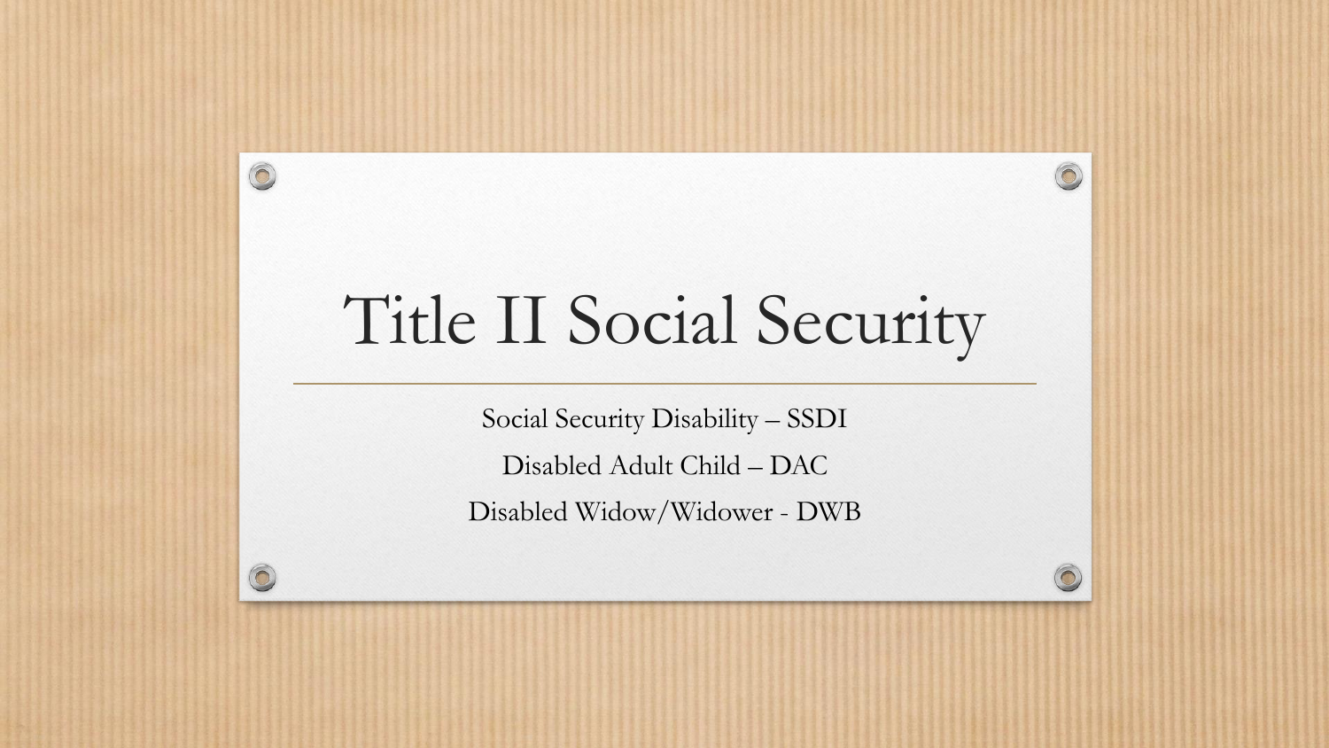# Title II Social Security

Social Security Disability – SSDI

Disabled Adult Child – DAC

Disabled Widow/Widower - DWB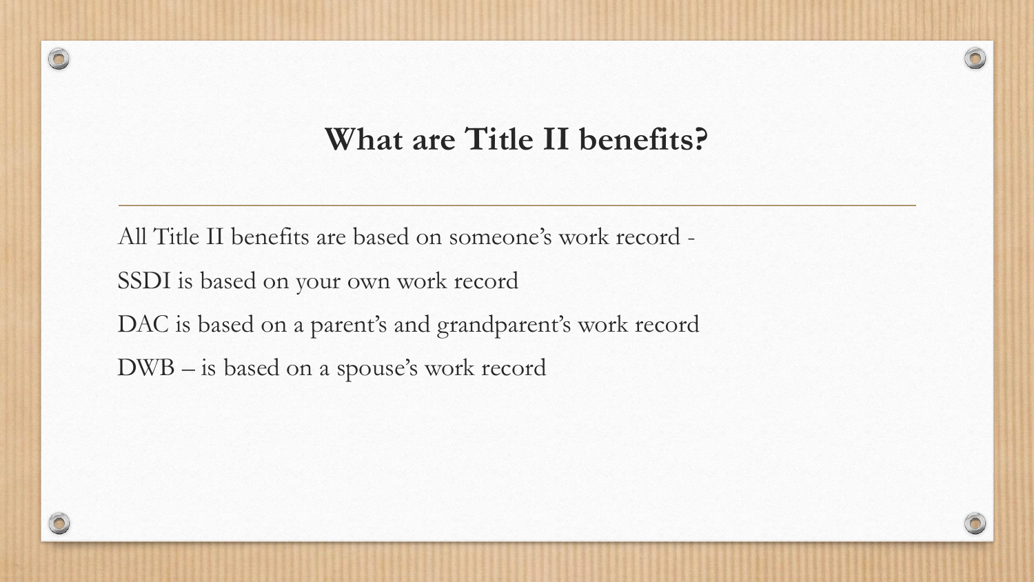# What are Title II benefits?

All Title II benefits are based on someone's work record -

SSDI is based on your own work record

DAC is based on a parent's and grandparent's work record

DWB – is based on a spouse's work record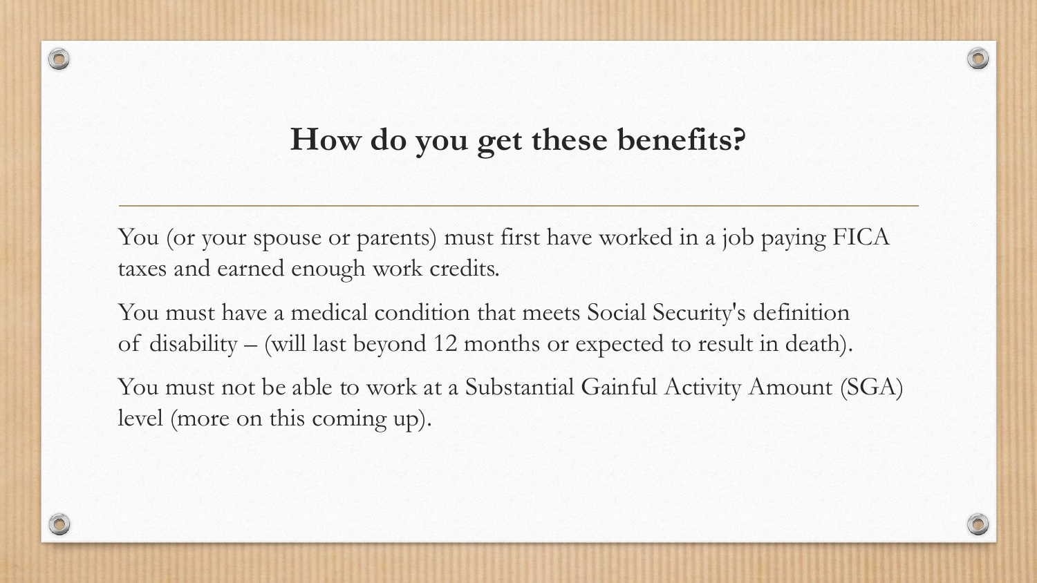## How do you get these benefits?

You (or your spouse or parents) must first have worked in a job paying FICA taxes and earned enough work credits.

You must have a medical condition that meets Social Security's definition of disability – (will last beyond 12 months or expected to result in death).

You must not be able to work at a Substantial Gainful Activity Amount (SGA) level (more on this coming up).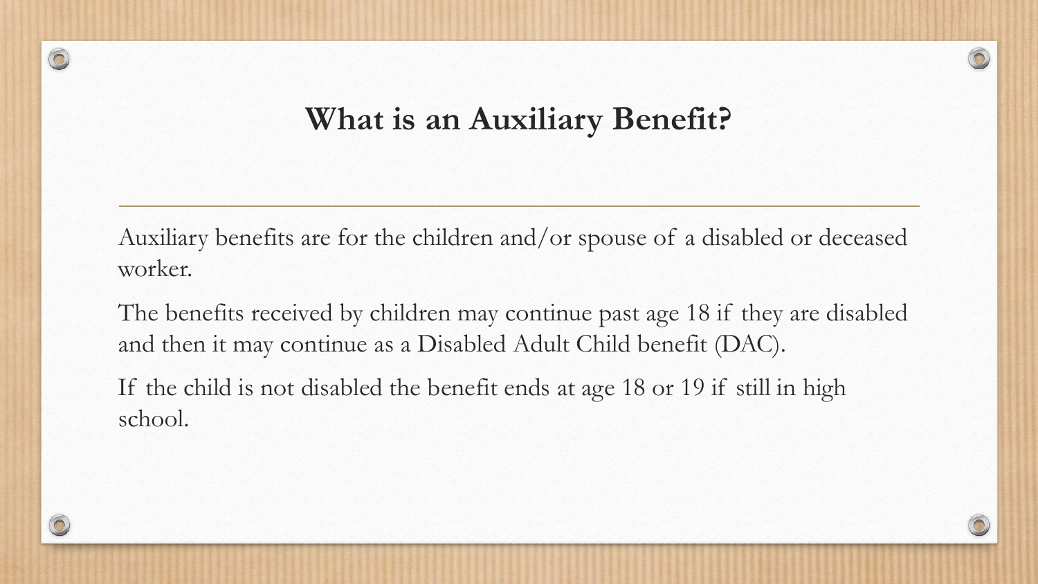# What is an Auxiliary Benefit?

Auxiliary benefits are for the children and/or spouse of a disabled or deceased worker.

The benefits received by children may continue past age 18 if they are disabled and then it may continue as a Disabled Adult Child benefit (DAC).

If the child is not disabled the benefit ends at age 18 or 19 if still in high school.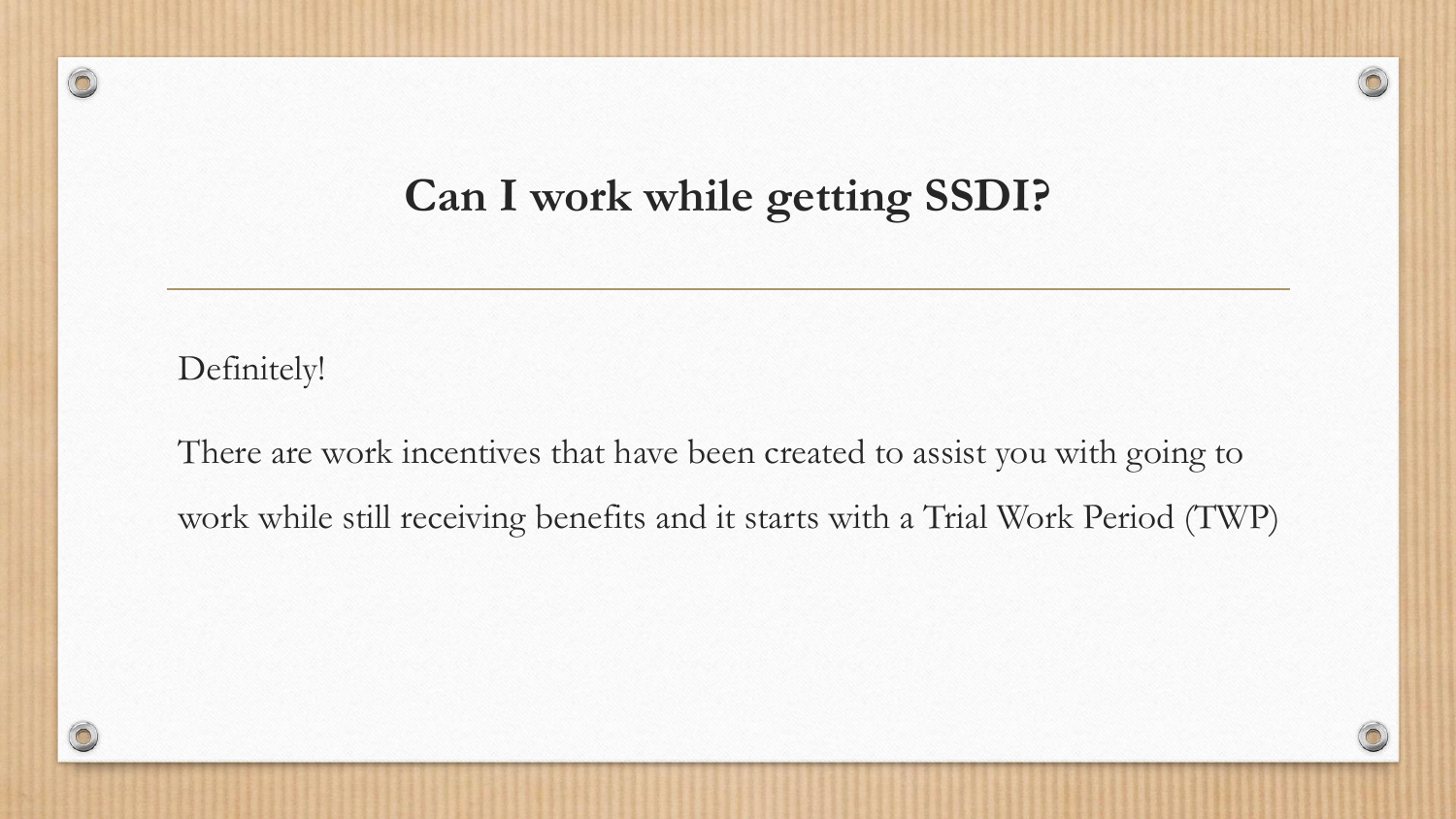# Can I work while getting SSDI?

Definitely!

There are work incentives that have been created to assist you with going to work while still receiving benefits and it starts with a Trial Work Period (TWP)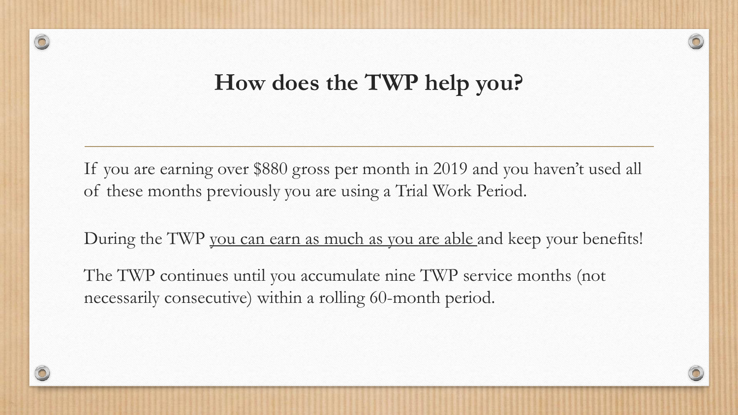# How does the TWP help you?

If you are earning over $880 gross per month in 2019 and you haven't used all of these months previously you are using a Trial Work Period.

During the TWP <u>you can earn as much as you are able</u> and keep your benefits!

The TWP continues until you accumulate nine TWP service months (not necessarily consecutive) within a rolling 60-month period.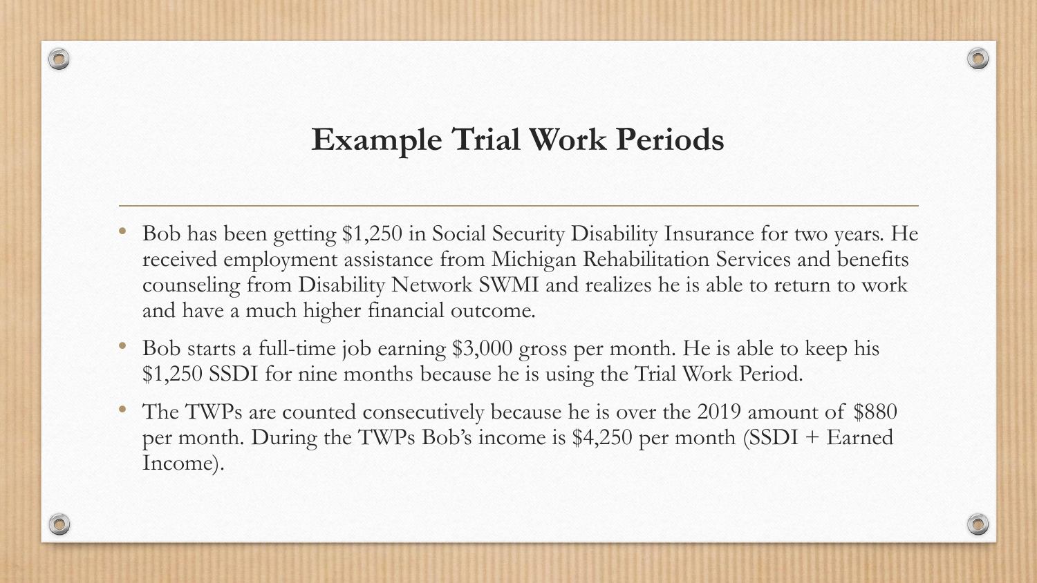# Example Trial Work Periods

- Bob has been getting $1,250 in Social Security Disability Insurance for two years. He received employment assistance from Michigan Rehabilitation Services and benefits counseling from Disability Network SWMI and realizes he is able to return to work and have a much higher financial outcome.
- Bob starts a full-time job earning $3,000 gross per month. He is able to keep his $1,250 SSDI for nine months because he is using the Trial Work Period.
- The TWPs are counted consecutively because he is over the 2019 amount of $880 per month. During the TWPs Bob's income is $4,250 per month (SSDI + Earned Income).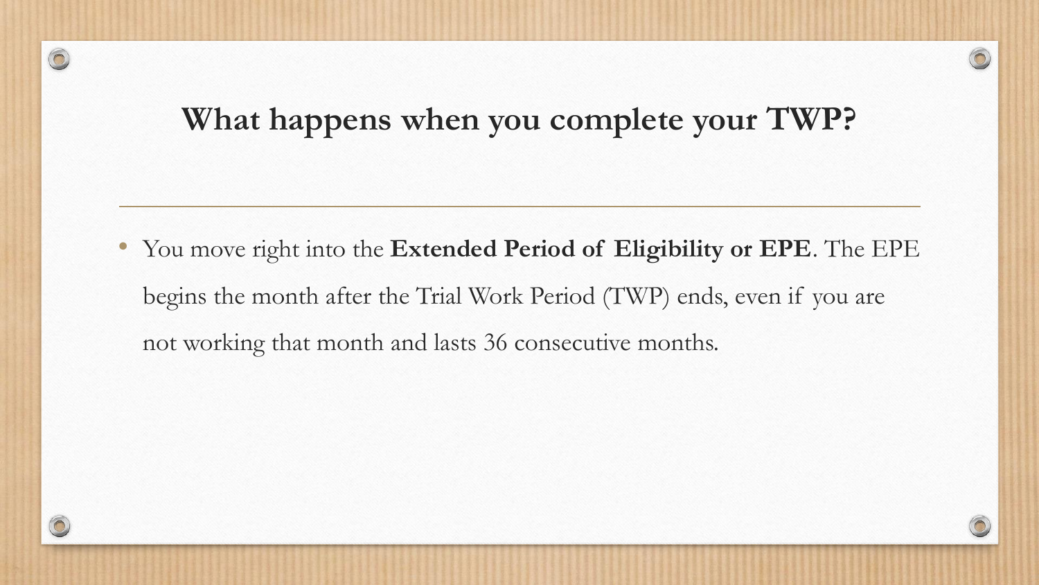# What happens when you complete your TWP?

- You move right into the **Extended Period of Eligibility or EPE**. The EPE begins the month after the Trial Work Period (TWP) ends, even if you are not working that month and lasts 36 consecutive months.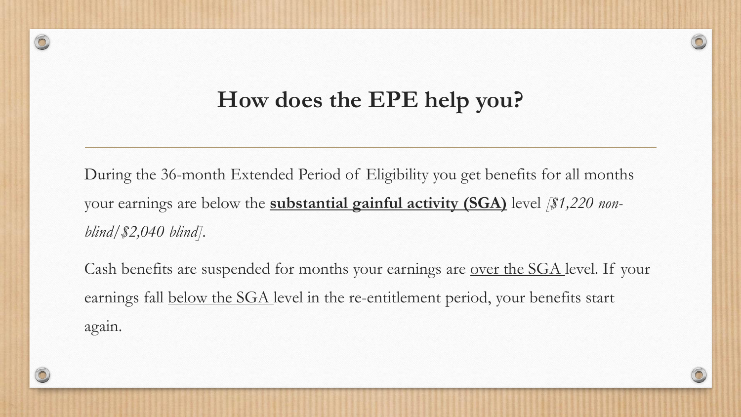# How does the EPE help you?

During the 36-month Extended Period of Eligibility you get benefits for all months your earnings are below the **substantial gainful activity (SGA)** level *[$1,220 non-blind/$2,040 blind]*.

Cash benefits are suspended for months your earnings are over the SGA level. If your earnings fall below the SGA level in the re-entitlement period, your benefits start again.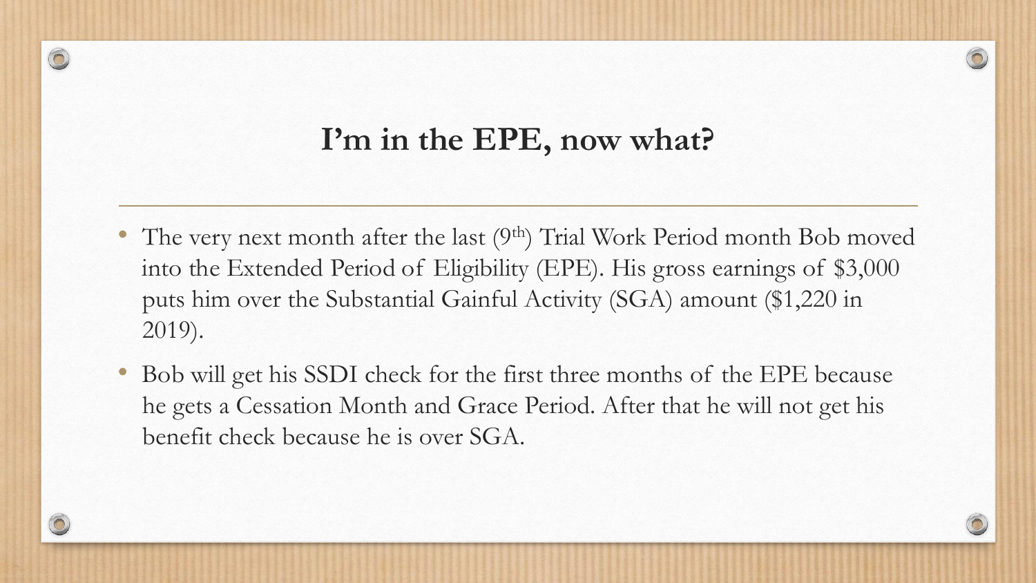# I'm in the EPE, now what?

- The very next month after the last (9th) Trial Work Period month Bob moved into the Extended Period of Eligibility (EPE). His gross earnings of $3,000 puts him over the Substantial Gainful Activity (SGA) amount ($1,220 in 2019).
- Bob will get his SSDI check for the first three months of the EPE because he gets a Cessation Month and Grace Period. After that he will not get his benefit check because he is over SGA.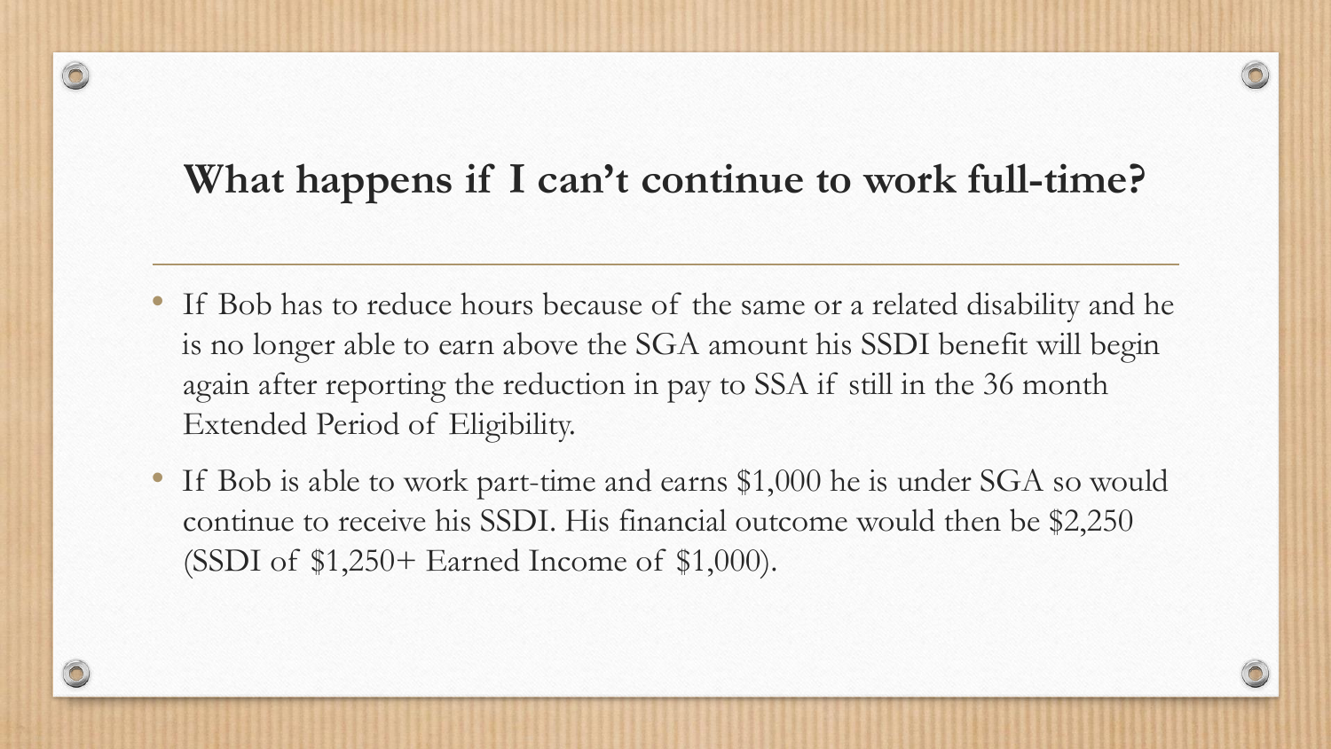# What happens if I can't continue to work full-time?

- If Bob has to reduce hours because of the same or a related disability and he is no longer able to earn above the SGA amount his SSDI benefit will begin again after reporting the reduction in pay to SSA if still in the 36 month Extended Period of Eligibility.
- If Bob is able to work part-time and earns $1,000 he is under SGA so would continue to receive his SSDI. His financial outcome would then be $2,250 (SSDI of $1,250+ Earned Income of $1,000).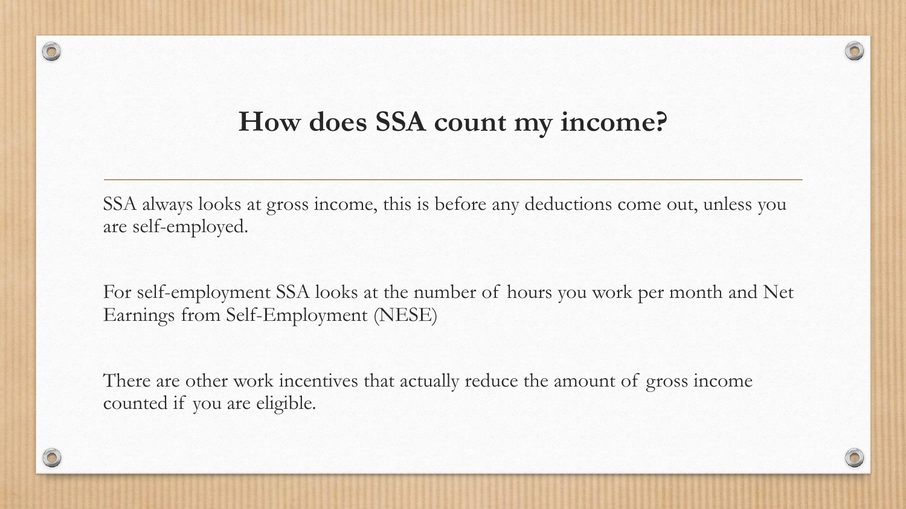# How does SSA count my income?

SSA always looks at gross income, this is before any deductions come out, unless you are self-employed.

For self-employment SSA looks at the number of hours you work per month and Net Earnings from Self-Employment (NESE)

There are other work incentives that actually reduce the amount of gross income counted if you are eligible.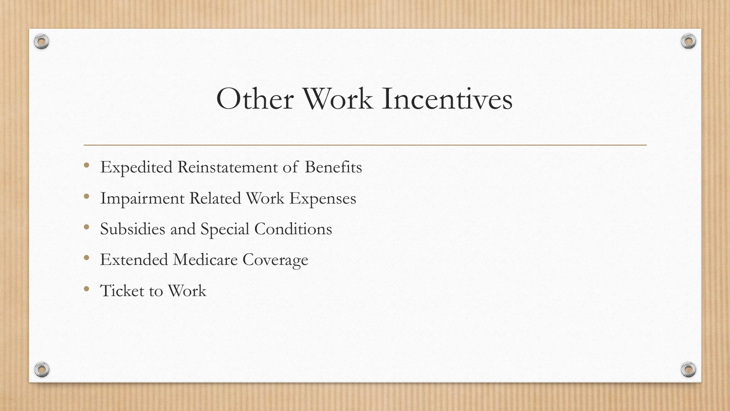# Other Work Incentives

- Expedited Reinstatement of Benefits
- Impairment Related Work Expenses
- Subsidies and Special Conditions
- Extended Medicare Coverage
- Ticket to Work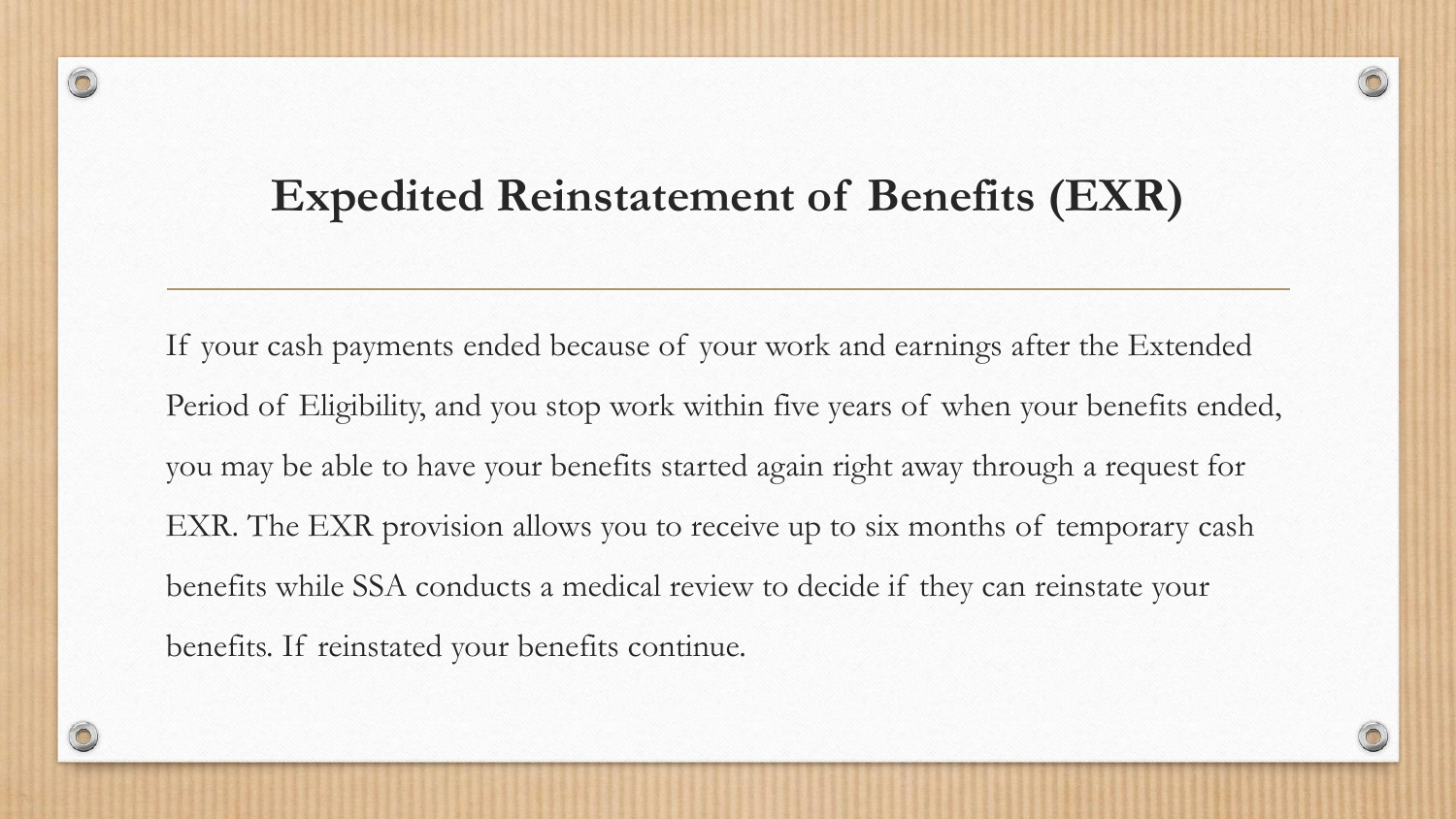# Expedited Reinstatement of Benefits (EXR)

If your cash payments ended because of your work and earnings after the Extended Period of Eligibility, and you stop work within five years of when your benefits ended, you may be able to have your benefits started again right away through a request for EXR. The EXR provision allows you to receive up to six months of temporary cash benefits while SSA conducts a medical review to decide if they can reinstate your benefits. If reinstated your benefits continue.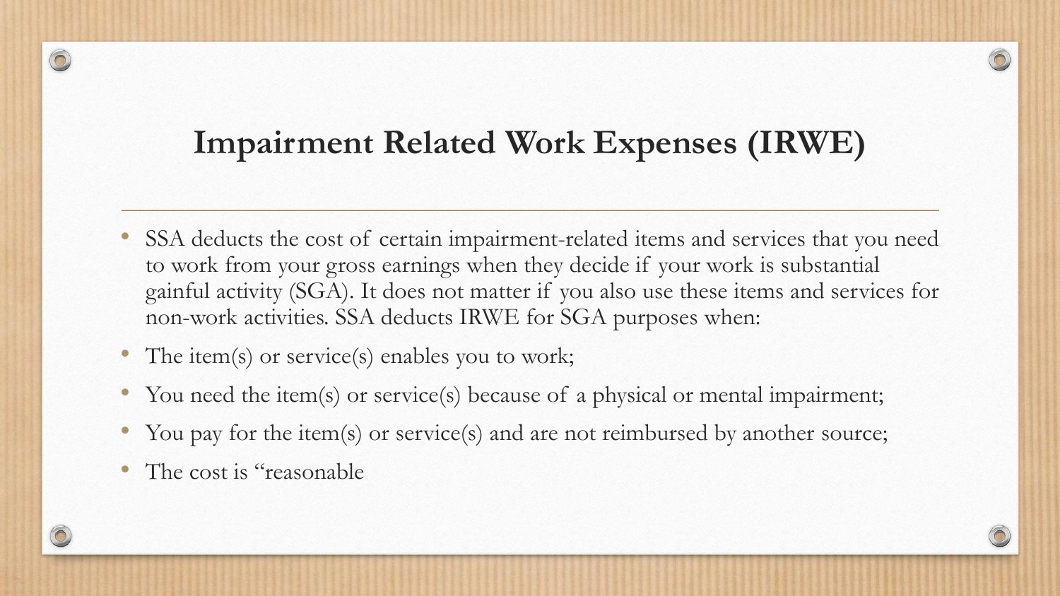# Impairment Related Work Expenses (IRWE)

- SSA deducts the cost of certain impairment-related items and services that you need to work from your gross earnings when they decide if your work is substantial gainful activity (SGA). It does not matter if you also use these items and services for non-work activities. SSA deducts IRWE for SGA purposes when:
- The item(s) or service(s) enables you to work;
- You need the item(s) or service(s) because of a physical or mental impairment;
- You pay for the item(s) or service(s) and are not reimbursed by another source;
- The cost is "reasonable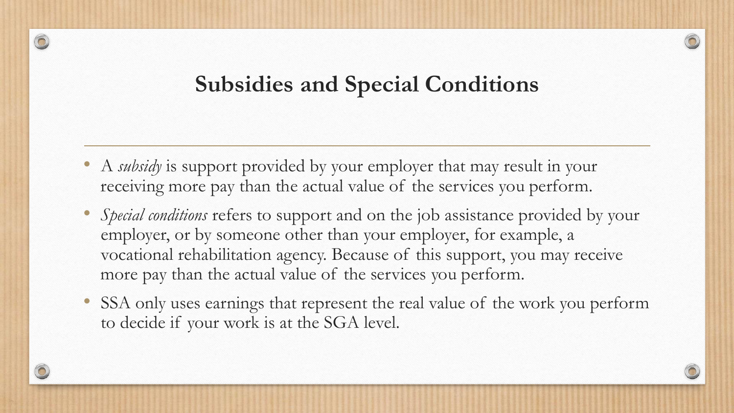# Subsidies and Special Conditions

- A *subsidy* is support provided by your employer that may result in your receiving more pay than the actual value of the services you perform.
- *Special conditions* refers to support and on the job assistance provided by your employer, or by someone other than your employer, for example, a vocational rehabilitation agency. Because of this support, you may receive more pay than the actual value of the services you perform.
- SSA only uses earnings that represent the real value of the work you perform to decide if your work is at the SGA level.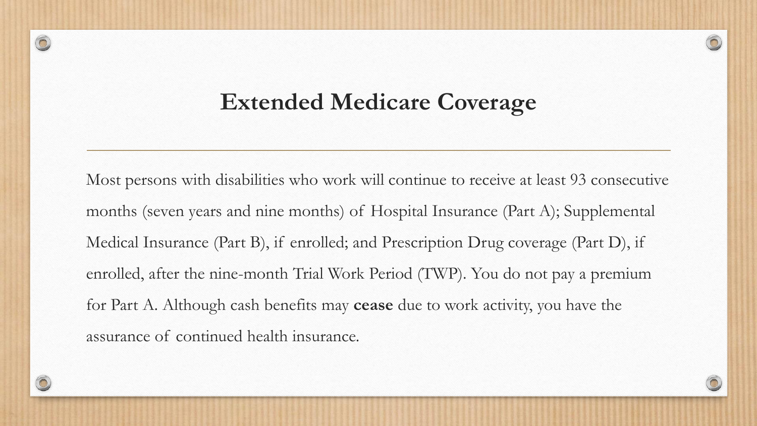# Extended Medicare Coverage

Most persons with disabilities who work will continue to receive at least 93 consecutive months (seven years and nine months) of Hospital Insurance (Part A); Supplemental Medical Insurance (Part B), if enrolled; and Prescription Drug coverage (Part D), if enrolled, after the nine-month Trial Work Period (TWP). You do not pay a premium for Part A. Although cash benefits may **cease** due to work activity, you have the assurance of continued health insurance.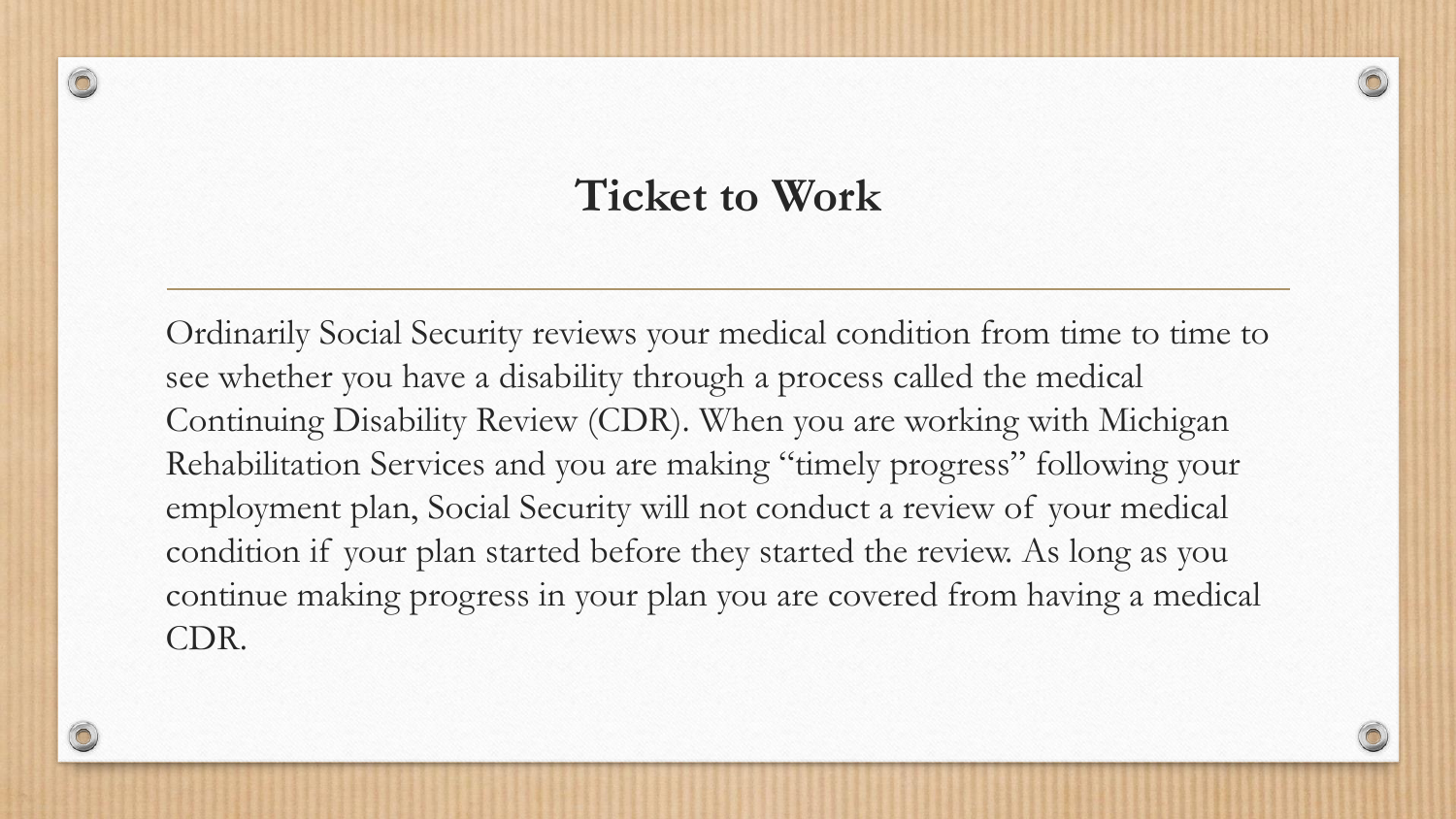# Ticket to Work

Ordinarily Social Security reviews your medical condition from time to time to see whether you have a disability through a process called the medical Continuing Disability Review (CDR). When you are working with Michigan Rehabilitation Services and you are making "timely progress" following your employment plan, Social Security will not conduct a review of your medical condition if your plan started before they started the review. As long as you continue making progress in your plan you are covered from having a medical CDR.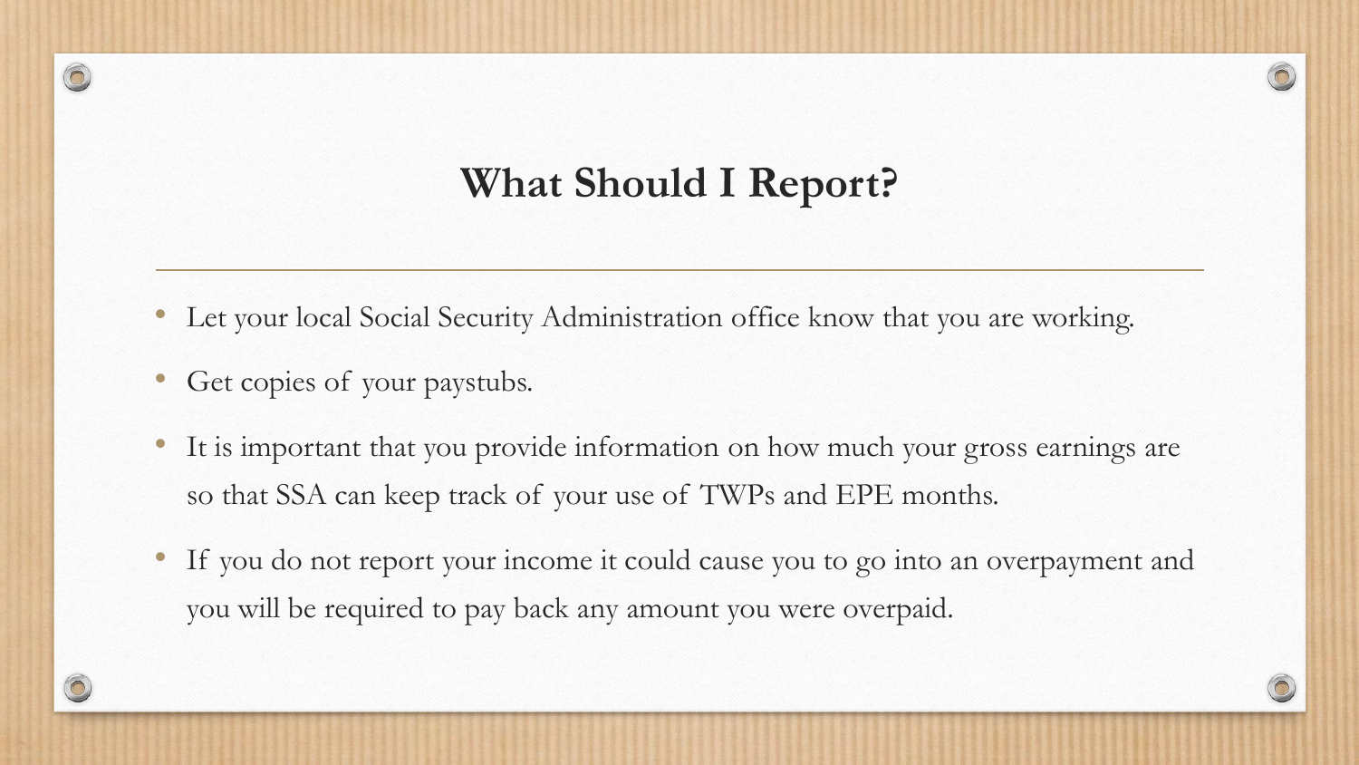# What Should I Report?

- Let your local Social Security Administration office know that you are working.
- Get copies of your paystubs.
- It is important that you provide information on how much your gross earnings are so that SSA can keep track of your use of TWPs and EPE months.
- If you do not report your income it could cause you to go into an overpayment and you will be required to pay back any amount you were overpaid.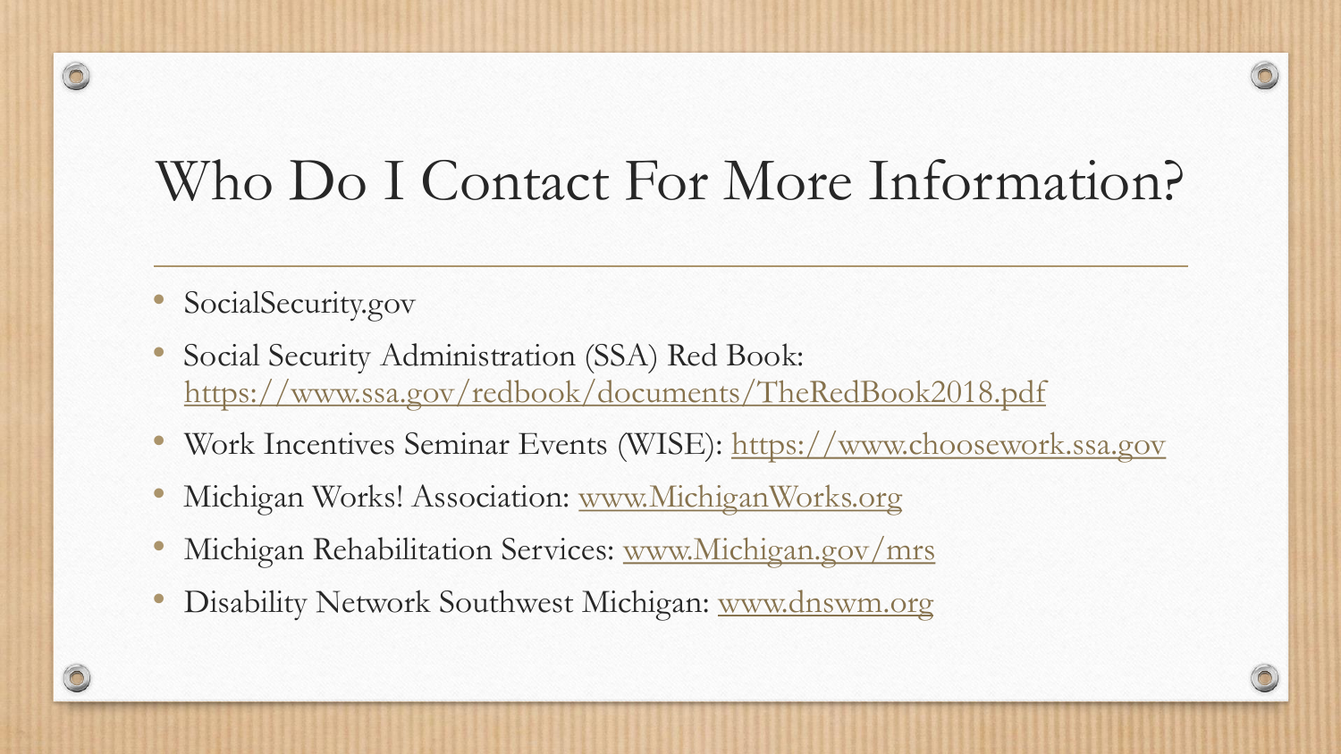# Who Do I Contact For More Information?

- SocialSecurity.gov
- Social Security Administration (SSA) Red Book: https://www.ssa.gov/redbook/documents/TheRedBook2018.pdf
- Work Incentives Seminar Events (WISE): https://www.choosework.ssa.gov
- Michigan Works! Association: www.MichiganWorks.org
- Michigan Rehabilitation Services: www.Michigan.gov/mrs
- Disability Network Southwest Michigan: www.dnswm.org